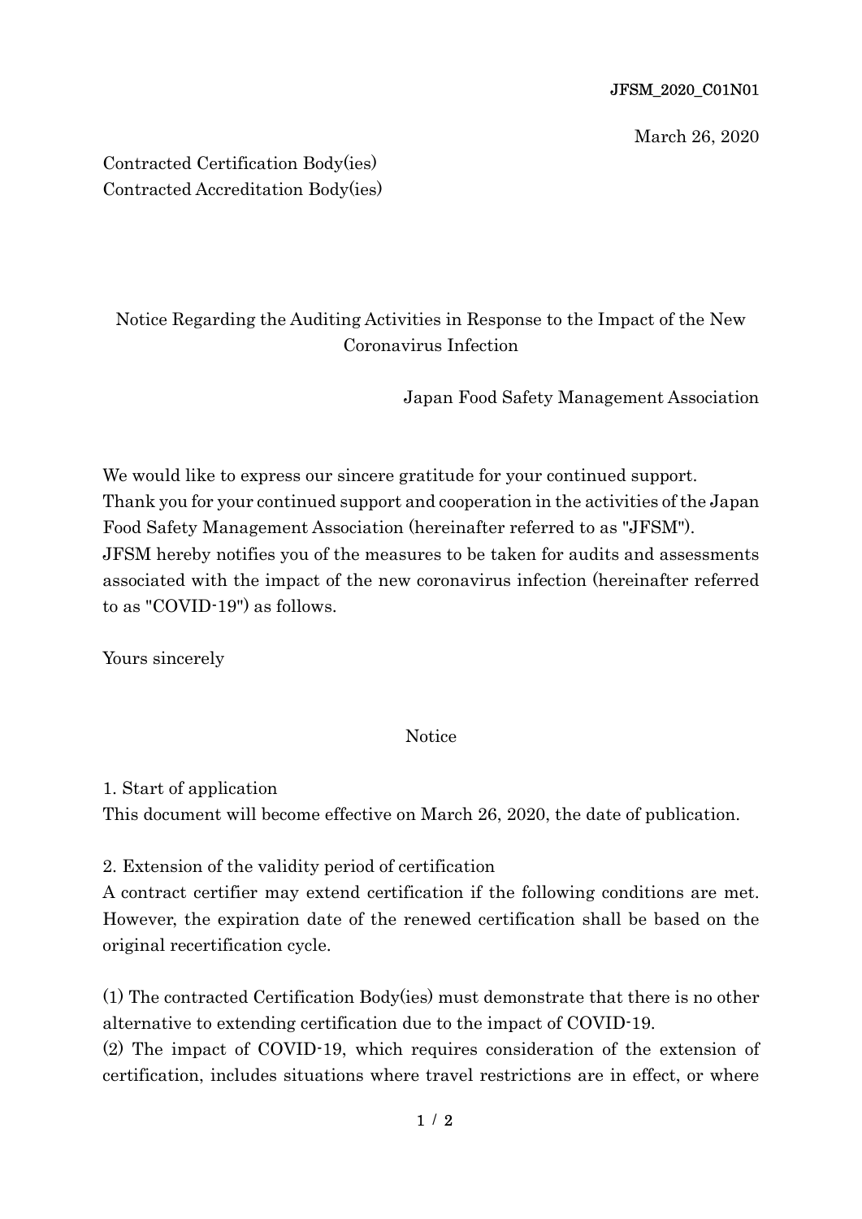JFSM_2020_C01N01

March 26, 2020

Contracted Certification Body(ies)
Contracted Accreditation Body(ies)

# Notice Regarding the Auditing Activities in Response to the Impact of the New Coronavirus Infection

Japan Food Safety Management Association

We would like to express our sincere gratitude for your continued support.
Thank you for your continued support and cooperation in the activities of the Japan Food Safety Management Association (hereinafter referred to as "JFSM").
JFSM hereby notifies you of the measures to be taken for audits and assessments associated with the impact of the new coronavirus infection (hereinafter referred to as "COVID-19") as follows.

Yours sincerely

## Notice

1. Start of application
This document will become effective on March 26, 2020, the date of publication.

2. Extension of the validity period of certification
A contract certifier may extend certification if the following conditions are met. However, the expiration date of the renewed certification shall be based on the original recertification cycle.

(1) The contracted Certification Body(ies) must demonstrate that there is no other alternative to extending certification due to the impact of COVID-19.
(2) The impact of COVID-19, which requires consideration of the extension of certification, includes situations where travel restrictions are in effect, or where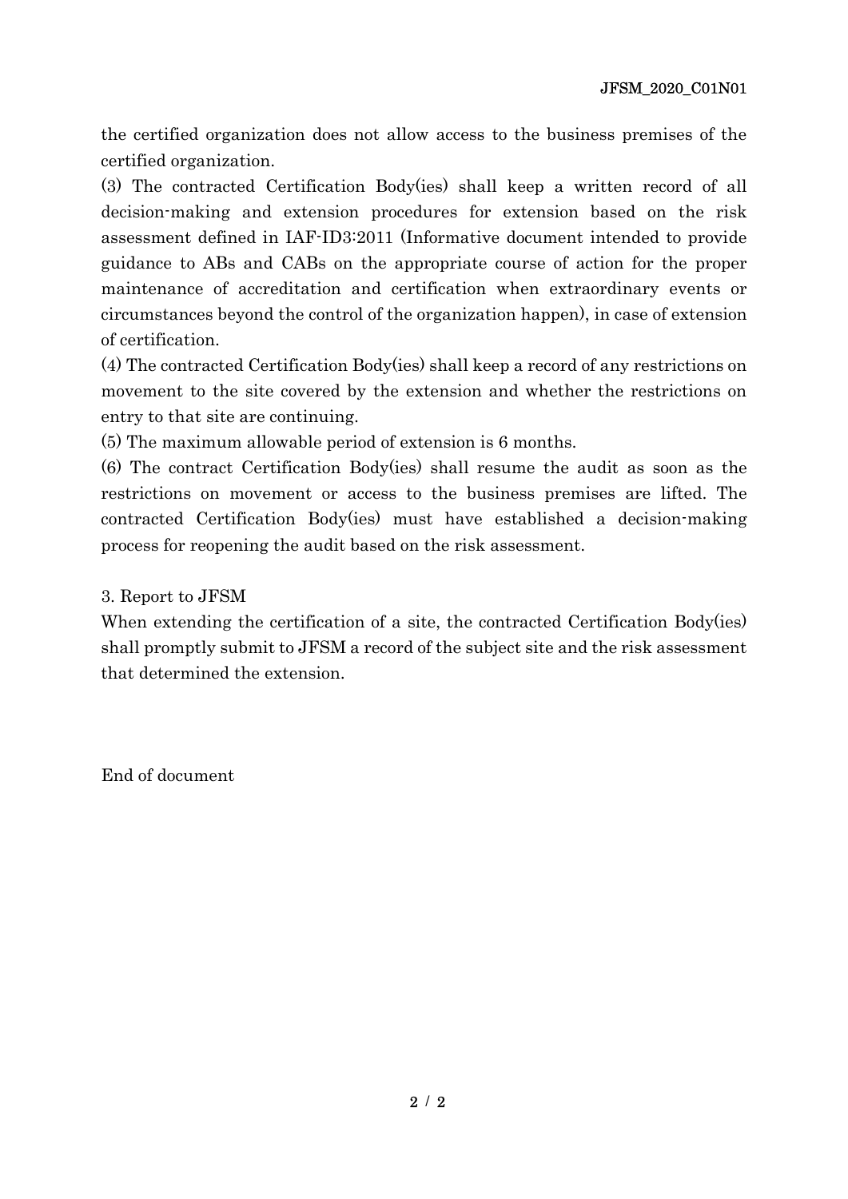the certified organization does not allow access to the business premises of the certified organization.

(3) The contracted Certification Body(ies) shall keep a written record of all decision-making and extension procedures for extension based on the risk assessment defined in IAF-ID3:2011 (Informative document intended to provide guidance to ABs and CABs on the appropriate course of action for the proper maintenance of accreditation and certification when extraordinary events or circumstances beyond the control of the organization happen), in case of extension of certification.

(4) The contracted Certification Body(ies) shall keep a record of any restrictions on movement to the site covered by the extension and whether the restrictions on entry to that site are continuing.

(5) The maximum allowable period of extension is 6 months.

(6) The contract Certification Body(ies) shall resume the audit as soon as the restrictions on movement or access to the business premises are lifted. The contracted Certification Body(ies) must have established a decision-making process for reopening the audit based on the risk assessment.

3. Report to JFSM

When extending the certification of a site, the contracted Certification Body(ies) shall promptly submit to JFSM a record of the subject site and the risk assessment that determined the extension.

End of document